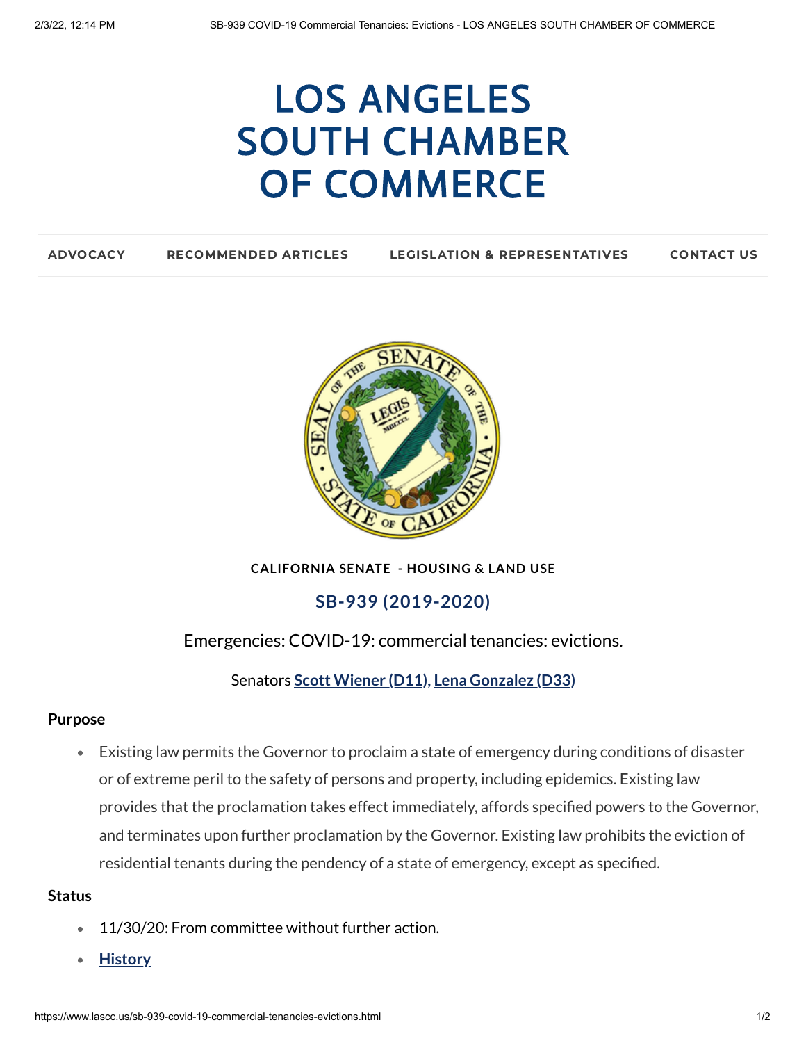# LOS ANGELES SOUTH CHAMBER OF COMMERCE

ADVOCACY | RECOMMENDED ARTICLES | LEGISLATION & REPRESENTATIVES | CONTACT US

**CALIFORNIA SENATE - HOUSING & LAND USE**

## SB-939 (2019-2020)

Emergencies: COVID-19: commercial tenancies: evictions.

Senators **Scott Wiener (D11), Lena Gonzalez (D33)**

**Purpose**

- Existing law permits the Governor to proclaim a state of emergency during conditions of disaster or of extreme peril to the safety of persons and property, including epidemics. Existing law provides that the proclamation takes effect immediately, affords specified powers to the Governor, and terminates upon further proclamation by the Governor. Existing law prohibits the eviction of residential tenants during the pendency of a state of emergency, except as specified.

**Status**

- 11/30/20: From committee without further action.
- **History**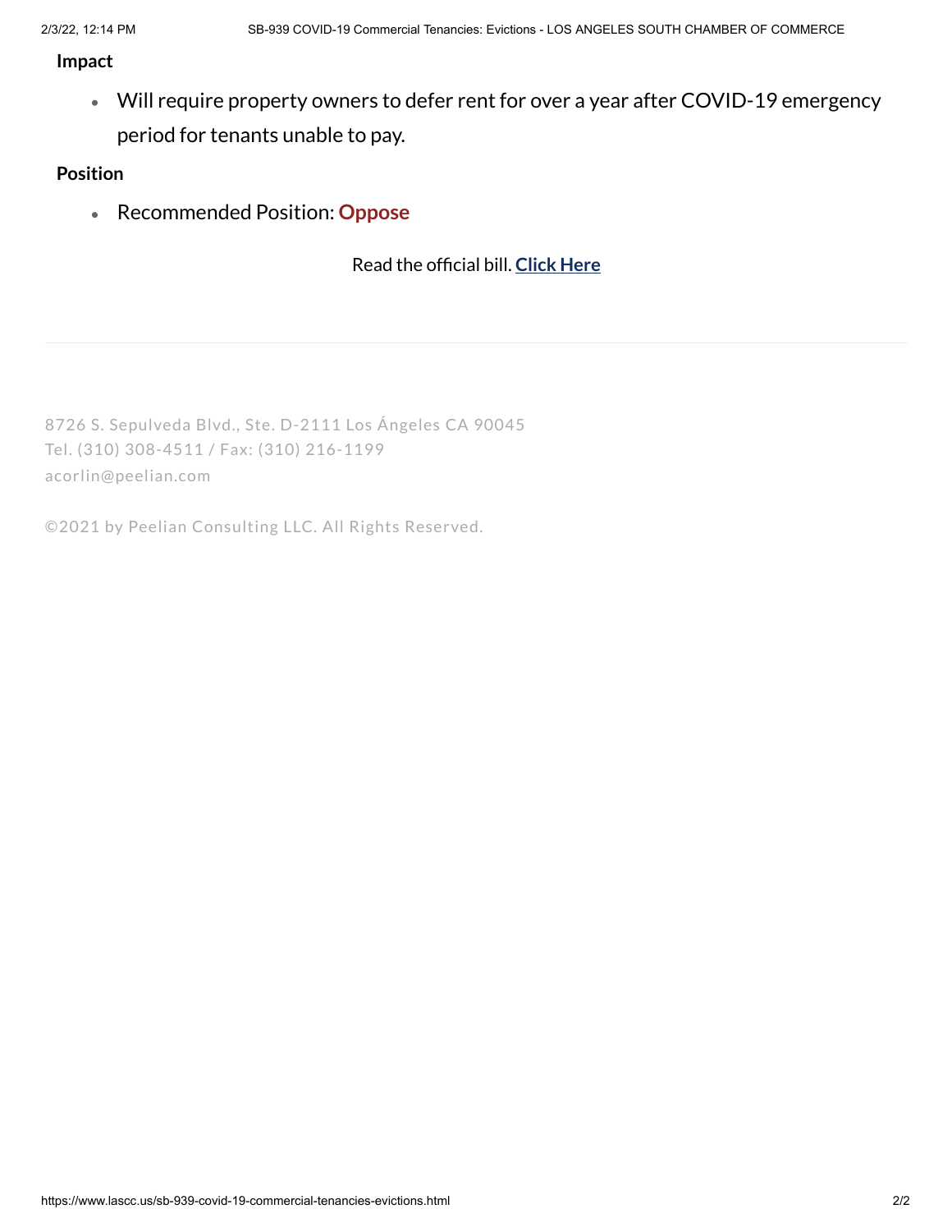**Impact**

- Will require property owners to defer rent for over a year after COVID-19 emergency period for tenants unable to pay.

**Position**

- Recommended Position: **Oppose**

Read the official bill. **Click Here**

---

8726 S. Sepulveda Blvd., Ste. D-2111 Los Ángeles CA 90045
Tel. (310) 308-4511 / Fax: (310) 216-1199
acorlin@peelian.com

©2021 by Peelian Consulting LLC. All Rights Reserved.